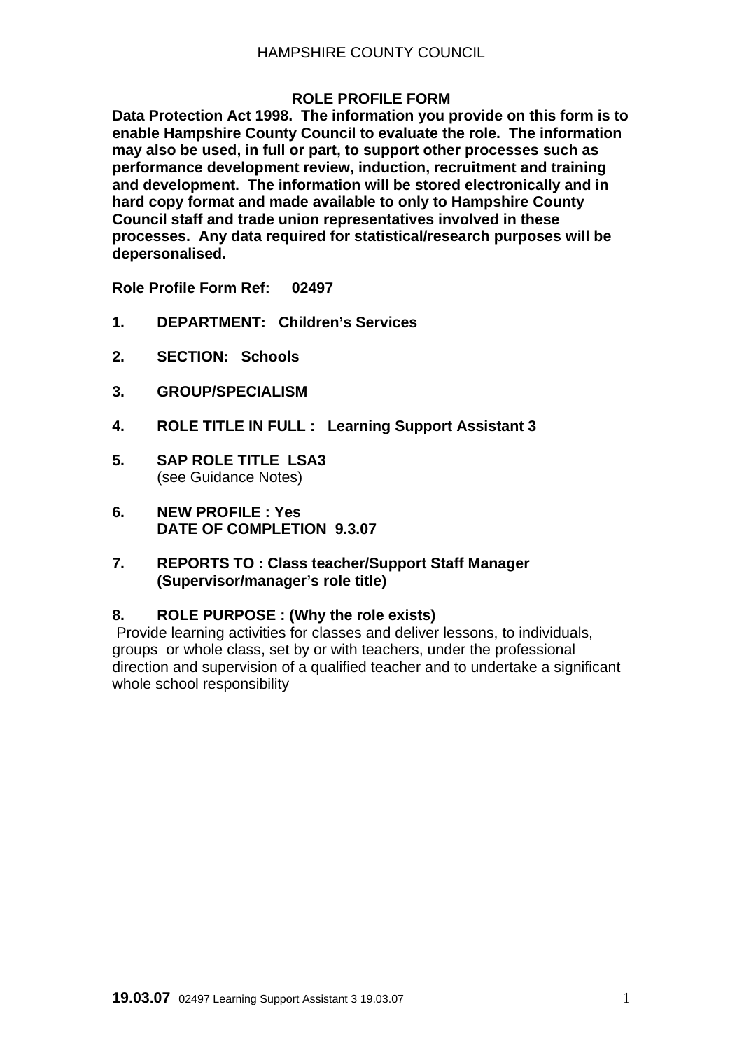HAMPSHIRE COUNTY COUNCIL

# ROLE PROFILE FORM

**Data Protection Act 1998. The information you provide on this form is to enable Hampshire County Council to evaluate the role. The information may also be used, in full or part, to support other processes such as performance development review, induction, recruitment and training and development. The information will be stored electronically and in hard copy format and made available to only to Hampshire County Council staff and trade union representatives involved in these processes. Any data required for statistical/research purposes will be depersonalised.**

**Role Profile Form Ref: 02497**

1. **DEPARTMENT: Children's Services**

2. **SECTION: Schools**

3. **GROUP/SPECIALISM**

4. **ROLE TITLE IN FULL : Learning Support Assistant 3**

5. **SAP ROLE TITLE LSA3**
   (see Guidance Notes)

6. **NEW PROFILE : Yes**
   **DATE OF COMPLETION 9.3.07**

7. **REPORTS TO : Class teacher/Support Staff Manager (Supervisor/manager's role title)**

8. **ROLE PURPOSE : (Why the role exists)**

Provide learning activities for classes and deliver lessons, to individuals, groups or whole class, set by or with teachers, under the professional direction and supervision of a qualified teacher and to undertake a significant whole school responsibility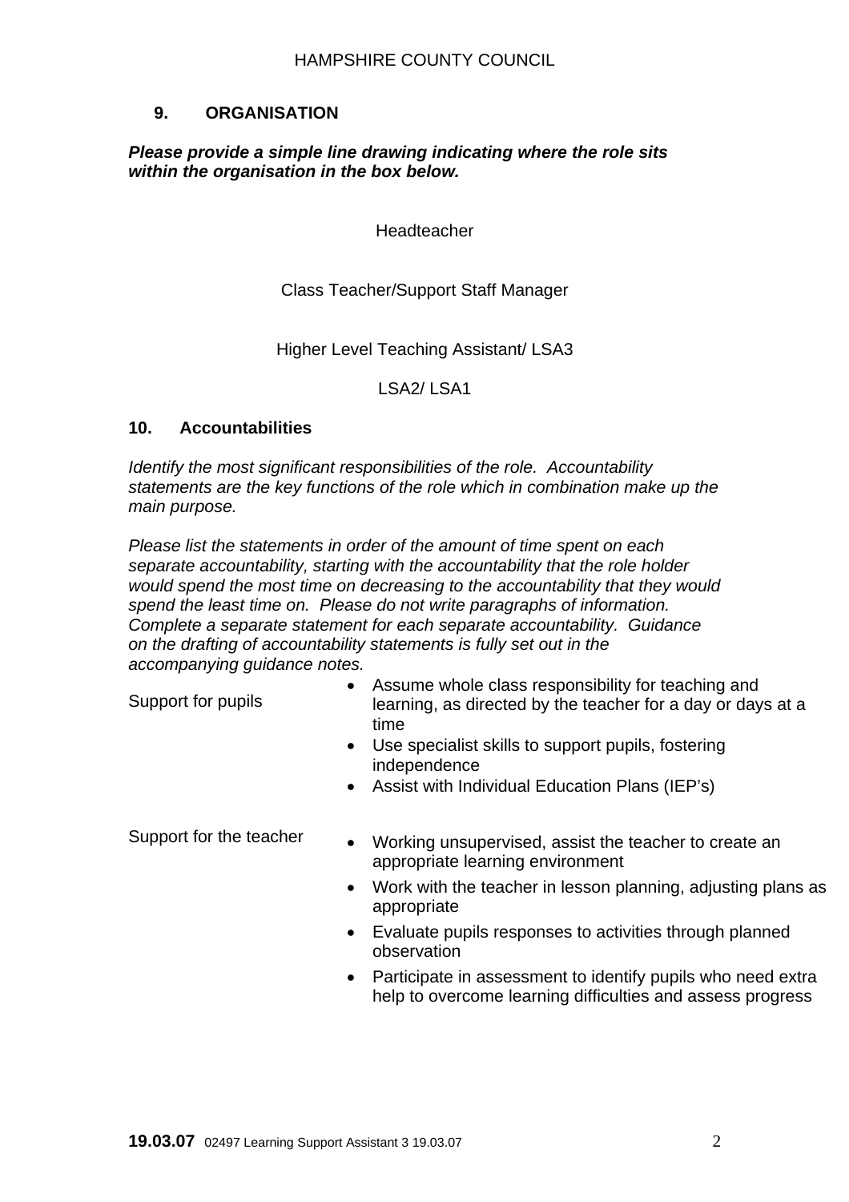## 9. ORGANISATION

***Please provide a simple line drawing indicating where the role sits within the organisation in the box below.***

Headteacher

Class Teacher/Support Staff Manager

Higher Level Teaching Assistant/ LSA3

LSA2/ LSA1

## 10. Accountabilities

*Identify the most significant responsibilities of the role. Accountability statements are the key functions of the role which in combination make up the main purpose.*

*Please list the statements in order of the amount of time spent on each separate accountability, starting with the accountability that the role holder would spend the most time on decreasing to the accountability that they would spend the least time on. Please do not write paragraphs of information. Complete a separate statement for each separate accountability. Guidance on the drafting of accountability statements is fully set out in the accompanying guidance notes.*

**Support for pupils**

- Assume whole class responsibility for teaching and learning, as directed by the teacher for a day or days at a time
- Use specialist skills to support pupils, fostering independence
- Assist with Individual Education Plans (IEP's)

**Support for the teacher**

- Working unsupervised, assist the teacher to create an appropriate learning environment
- Work with the teacher in lesson planning, adjusting plans as appropriate
- Evaluate pupils responses to activities through planned observation
- Participate in assessment to identify pupils who need extra help to overcome learning difficulties and assess progress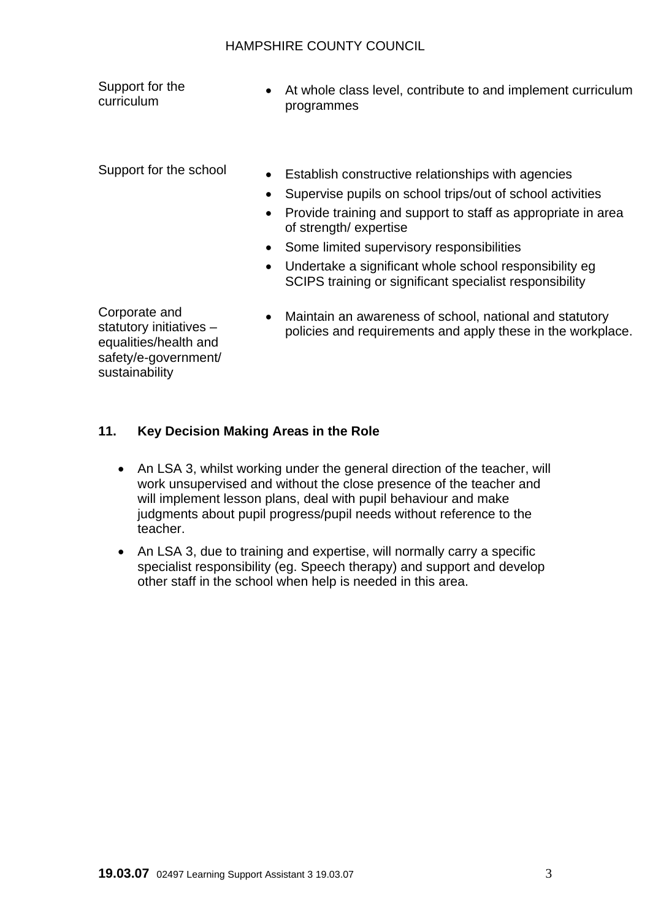| | |
|---|---|
| Support for the curriculum | • At whole class level, contribute to and implement curriculum programmes |
| Support for the school | • Establish constructive relationships with agencies<br>• Supervise pupils on school trips/out of school activities<br>• Provide training and support to staff as appropriate in area of strength/ expertise<br>• Some limited supervisory responsibilities<br>• Undertake a significant whole school responsibility eg SCIPS training or significant specialist responsibility |
| Corporate and statutory initiatives – equalities/health and safety/e-government/ sustainability | • Maintain an awareness of school, national and statutory policies and requirements and apply these in the workplace. |

## 11. Key Decision Making Areas in the Role

- An LSA 3, whilst working under the general direction of the teacher, will work unsupervised and without the close presence of the teacher and will implement lesson plans, deal with pupil behaviour and make judgments about pupil progress/pupil needs without reference to the teacher.
- An LSA 3, due to training and expertise, will normally carry a specific specialist responsibility (eg. Speech therapy) and support and develop other staff in the school when help is needed in this area.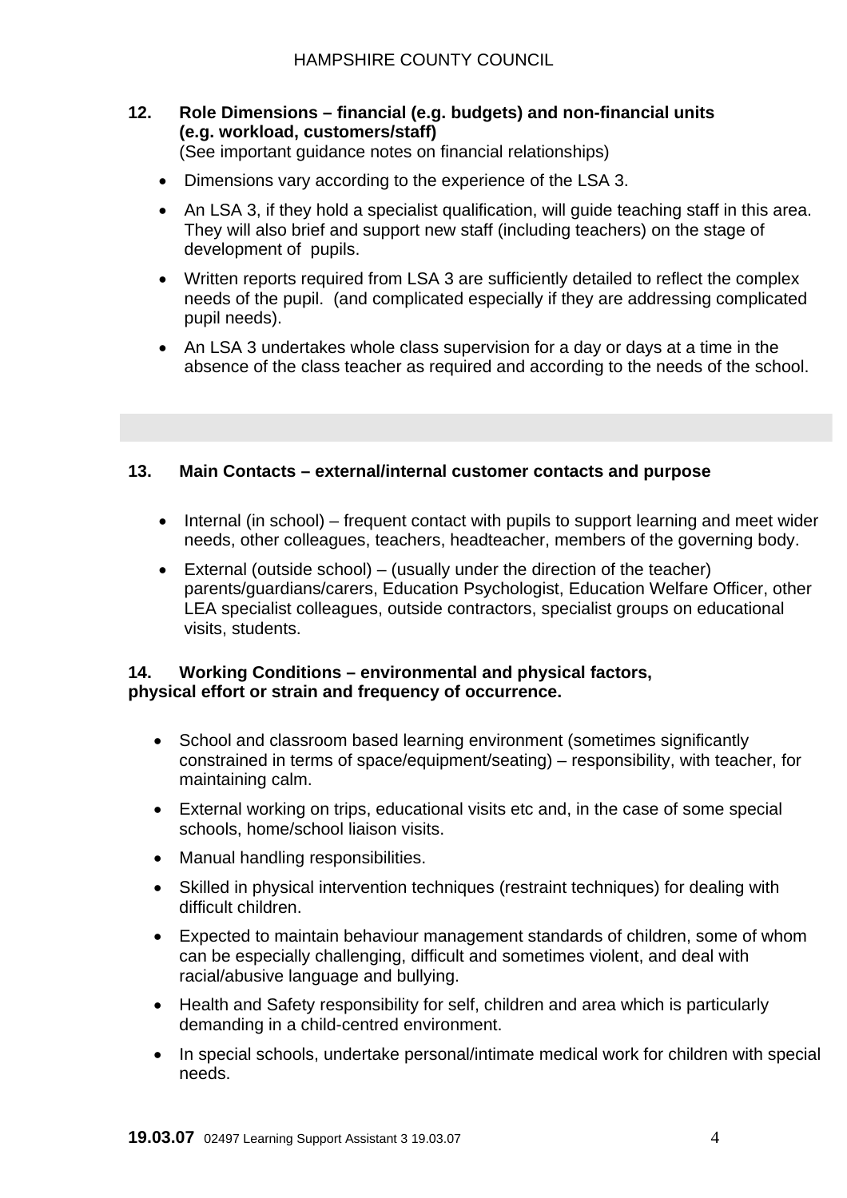## 12. Role Dimensions – financial (e.g. budgets) and non-financial units (e.g. workload, customers/staff)

(See important guidance notes on financial relationships)

- Dimensions vary according to the experience of the LSA 3.
- An LSA 3, if they hold a specialist qualification, will guide teaching staff in this area. They will also brief and support new staff (including teachers) on the stage of development of pupils.
- Written reports required from LSA 3 are sufficiently detailed to reflect the complex needs of the pupil. (and complicated especially if they are addressing complicated pupil needs).
- An LSA 3 undertakes whole class supervision for a day or days at a time in the absence of the class teacher as required and according to the needs of the school.

## 13. Main Contacts – external/internal customer contacts and purpose

- Internal (in school) – frequent contact with pupils to support learning and meet wider needs, other colleagues, teachers, headteacher, members of the governing body.
- External (outside school) – (usually under the direction of the teacher) parents/guardians/carers, Education Psychologist, Education Welfare Officer, other LEA specialist colleagues, outside contractors, specialist groups on educational visits, students.

## 14. Working Conditions – environmental and physical factors, physical effort or strain and frequency of occurrence.

- School and classroom based learning environment (sometimes significantly constrained in terms of space/equipment/seating) – responsibility, with teacher, for maintaining calm.
- External working on trips, educational visits etc and, in the case of some special schools, home/school liaison visits.
- Manual handling responsibilities.
- Skilled in physical intervention techniques (restraint techniques) for dealing with difficult children.
- Expected to maintain behaviour management standards of children, some of whom can be especially challenging, difficult and sometimes violent, and deal with racial/abusive language and bullying.
- Health and Safety responsibility for self, children and area which is particularly demanding in a child-centred environment.
- In special schools, undertake personal/intimate medical work for children with special needs.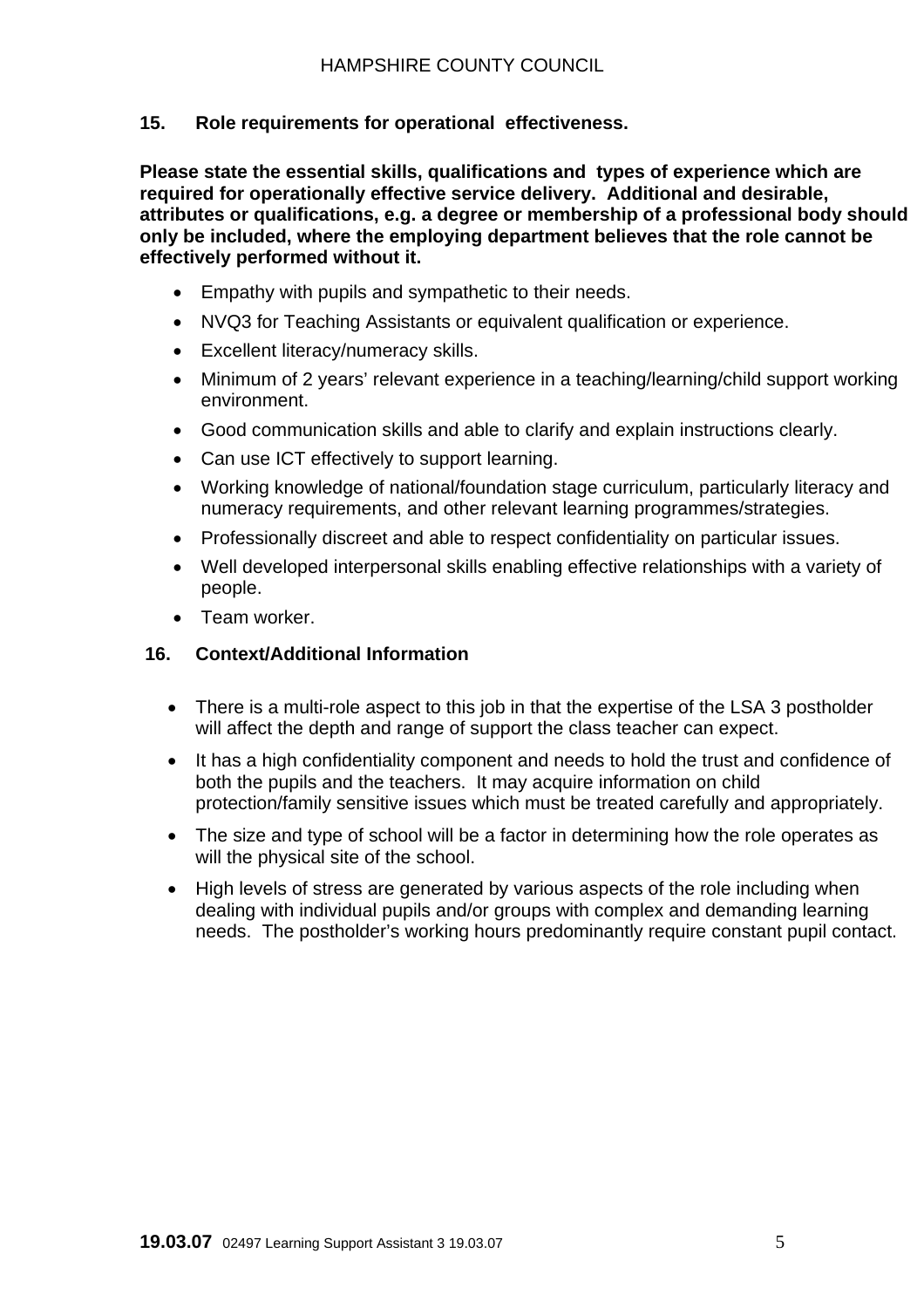## 15. Role requirements for operational effectiveness.

**Please state the essential skills, qualifications and types of experience which are required for operationally effective service delivery. Additional and desirable, attributes or qualifications, e.g. a degree or membership of a professional body should only be included, where the employing department believes that the role cannot be effectively performed without it.**

- Empathy with pupils and sympathetic to their needs.
- NVQ3 for Teaching Assistants or equivalent qualification or experience.
- Excellent literacy/numeracy skills.
- Minimum of 2 years' relevant experience in a teaching/learning/child support working environment.
- Good communication skills and able to clarify and explain instructions clearly.
- Can use ICT effectively to support learning.
- Working knowledge of national/foundation stage curriculum, particularly literacy and numeracy requirements, and other relevant learning programmes/strategies.
- Professionally discreet and able to respect confidentiality on particular issues.
- Well developed interpersonal skills enabling effective relationships with a variety of people.
- Team worker.

## 16. Context/Additional Information

- There is a multi-role aspect to this job in that the expertise of the LSA 3 postholder will affect the depth and range of support the class teacher can expect.
- It has a high confidentiality component and needs to hold the trust and confidence of both the pupils and the teachers. It may acquire information on child protection/family sensitive issues which must be treated carefully and appropriately.
- The size and type of school will be a factor in determining how the role operates as will the physical site of the school.
- High levels of stress are generated by various aspects of the role including when dealing with individual pupils and/or groups with complex and demanding learning needs. The postholder's working hours predominantly require constant pupil contact.